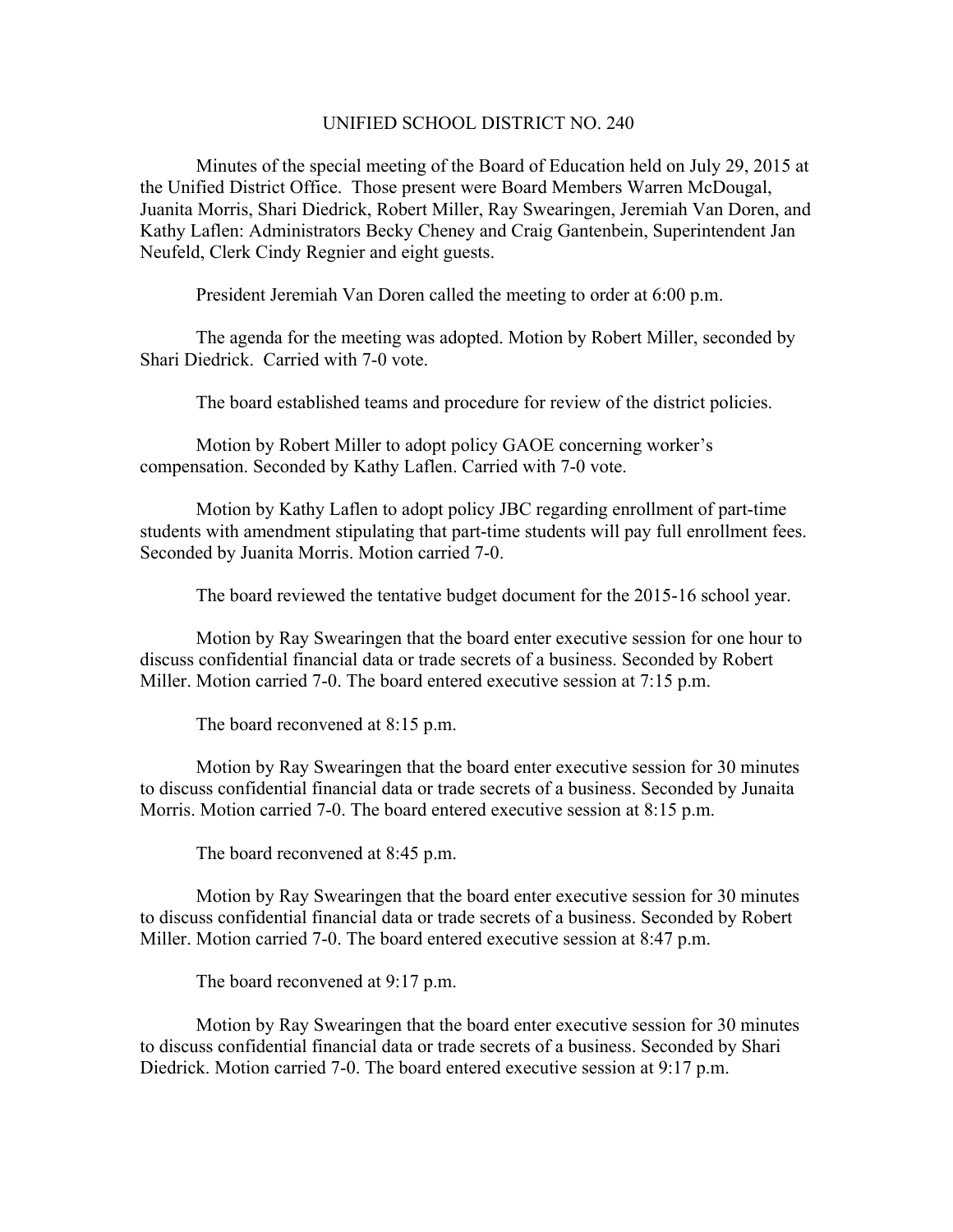# UNIFIED SCHOOL DISTRICT NO. 240

Minutes of the special meeting of the Board of Education held on July 29, 2015 at the Unified District Office. Those present were Board Members Warren McDougal, Juanita Morris, Shari Diedrick, Robert Miller, Ray Swearingen, Jeremiah Van Doren, and Kathy Laflen: Administrators Becky Cheney and Craig Gantenbein, Superintendent Jan Neufeld, Clerk Cindy Regnier and eight guests.

President Jeremiah Van Doren called the meeting to order at 6:00 p.m.

The agenda for the meeting was adopted. Motion by Robert Miller, seconded by Shari Diedrick. Carried with 7-0 vote.

The board established teams and procedure for review of the district policies.

Motion by Robert Miller to adopt policy GAOE concerning worker's compensation. Seconded by Kathy Laflen. Carried with 7-0 vote.

Motion by Kathy Laflen to adopt policy JBC regarding enrollment of part-time students with amendment stipulating that part-time students will pay full enrollment fees. Seconded by Juanita Morris. Motion carried 7-0.

The board reviewed the tentative budget document for the 2015-16 school year.

Motion by Ray Swearingen that the board enter executive session for one hour to discuss confidential financial data or trade secrets of a business. Seconded by Robert Miller. Motion carried 7-0. The board entered executive session at 7:15 p.m.

The board reconvened at 8:15 p.m.

Motion by Ray Swearingen that the board enter executive session for 30 minutes to discuss confidential financial data or trade secrets of a business. Seconded by Junaita Morris. Motion carried 7-0. The board entered executive session at 8:15 p.m.

The board reconvened at 8:45 p.m.

Motion by Ray Swearingen that the board enter executive session for 30 minutes to discuss confidential financial data or trade secrets of a business. Seconded by Robert Miller. Motion carried 7-0. The board entered executive session at 8:47 p.m.

The board reconvened at 9:17 p.m.

Motion by Ray Swearingen that the board enter executive session for 30 minutes to discuss confidential financial data or trade secrets of a business. Seconded by Shari Diedrick. Motion carried 7-0. The board entered executive session at 9:17 p.m.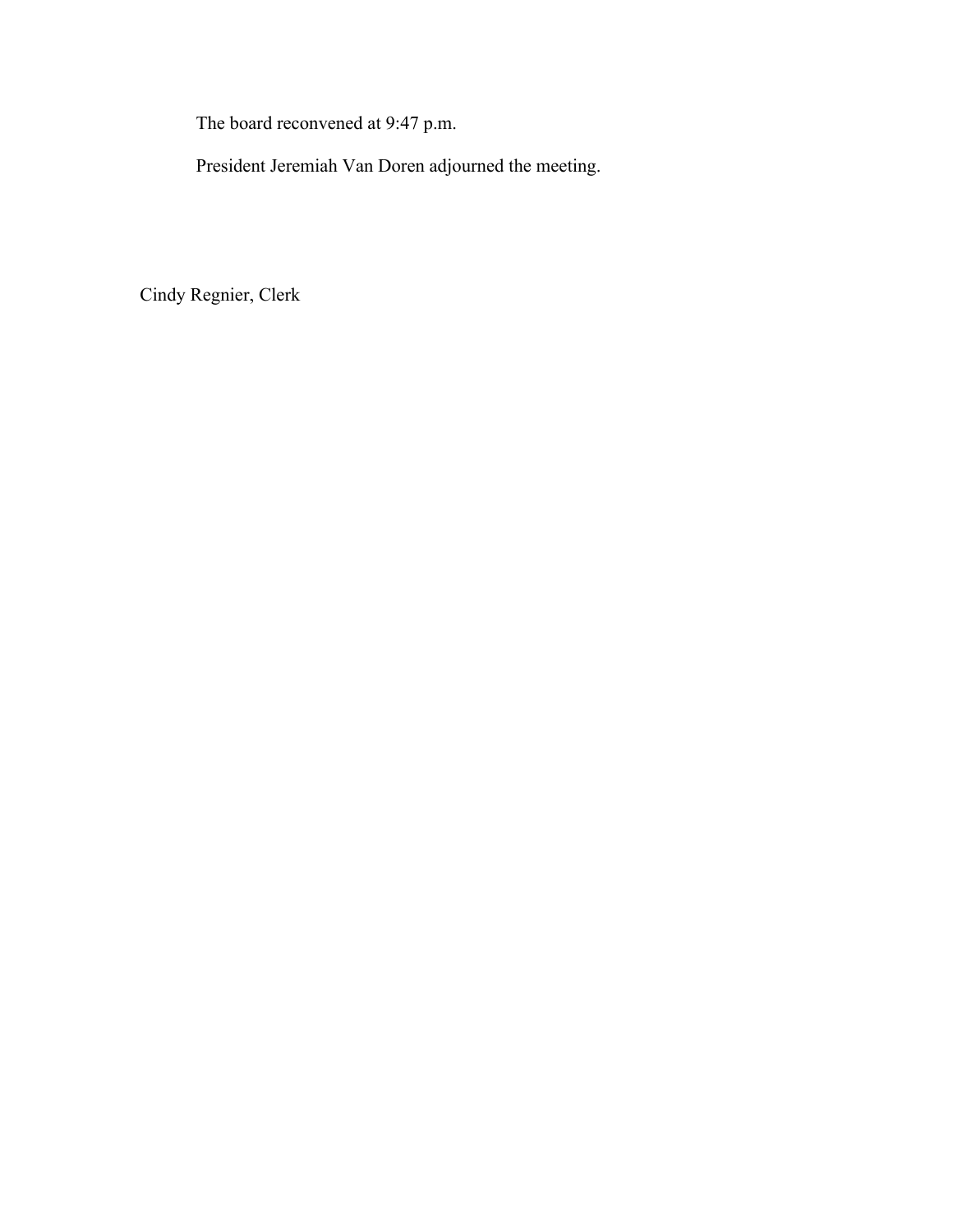The board reconvened at 9:47 p.m.

President Jeremiah Van Doren adjourned the meeting.

Cindy Regnier, Clerk